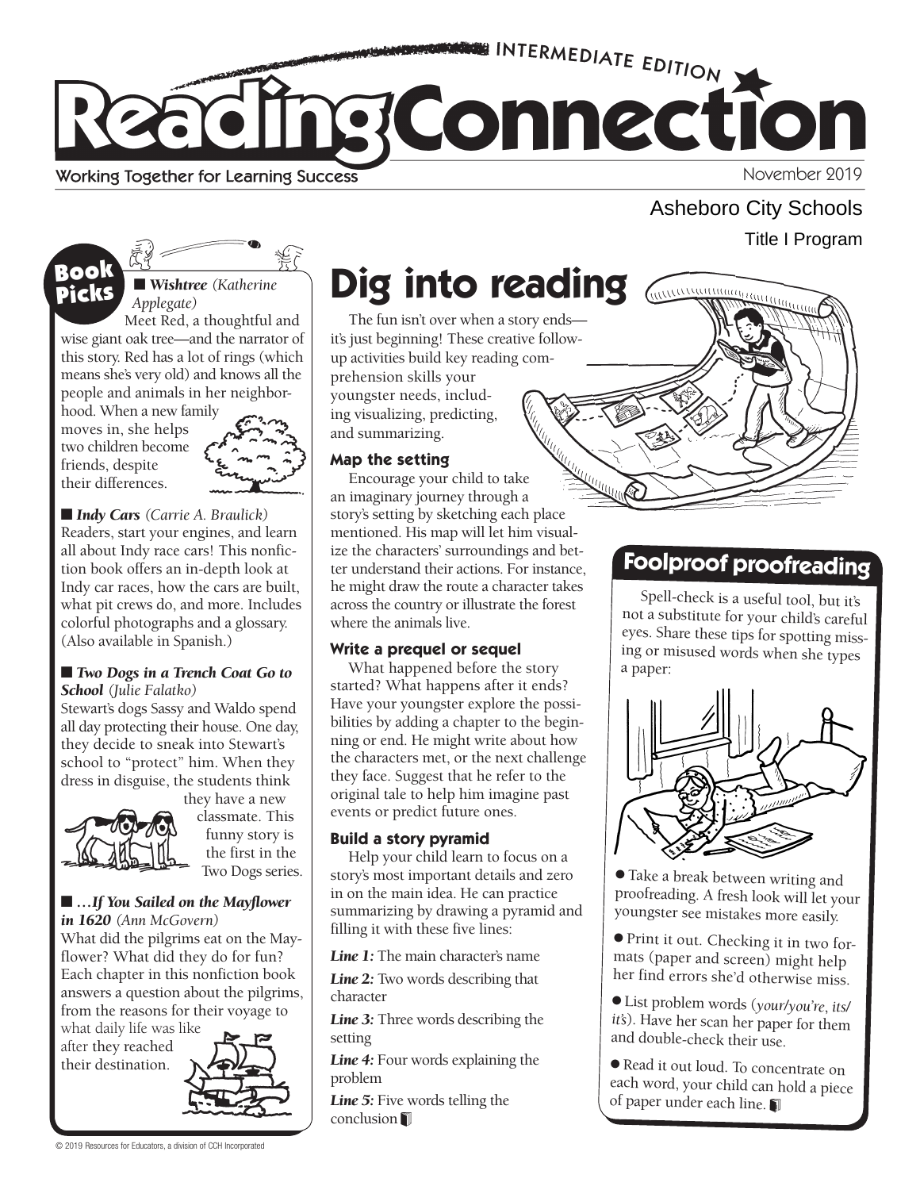# Reading Connection

INTERMEDIATE EDITION

Working Together for Learning Success

November 2019

Asheboro City Schools

Title I Program

## Book Picks

■ ***Wishtree*** *(Katherine Applegate)*

Meet Red, a thoughtful and wise giant oak tree—and the narrator of this story. Red has a lot of rings (which means she's very old) and knows all the people and animals in her neighborhood. When a new family moves in, she helps two children become friends, despite their differences.

■ ***Indy Cars*** *(Carrie A. Braulick)*

Readers, start your engines, and learn all about Indy race cars! This nonfiction book offers an in-depth look at Indy car races, how the cars are built, what pit crews do, and more. Includes colorful photographs and a glossary. (Also available in Spanish.)

■ ***Two Dogs in a Trench Coat Go to School*** *(Julie Falatko)*

Stewart's dogs Sassy and Waldo spend all day protecting their house. One day, they decide to sneak into Stewart's school to "protect" him. When they dress in disguise, the students think they have a new classmate. This funny story is the first in the Two Dogs series.

■ ***…If You Sailed on the Mayflower in 1620*** *(Ann McGovern)*

What did the pilgrims eat on the Mayflower? What did they do for fun? Each chapter in this nonfiction book answers a question about the pilgrims, from the reasons for their voyage to what daily life was like after they reached their destination.

# Dig into reading

The fun isn't over when a story ends—it's just beginning! These creative follow-up activities build key reading comprehension skills your youngster needs, including visualizing, predicting, and summarizing.

### Map the setting

Encourage your child to take an imaginary journey through a story's setting by sketching each place mentioned. His map will let him visualize the characters' surroundings and better understand their actions. For instance, he might draw the route a character takes across the country or illustrate the forest where the animals live.

### Write a prequel or sequel

What happened before the story started? What happens after it ends? Have your youngster explore the possibilities by adding a chapter to the beginning or end. He might write about how the characters met, or the next challenge they face. Suggest that he refer to the original tale to help him imagine past events or predict future ones.

### Build a story pyramid

Help your child learn to focus on a story's most important details and zero in on the main idea. He can practice summarizing by drawing a pyramid and filling it with these five lines:

***Line 1:*** The main character's name

***Line 2:*** Two words describing that character

***Line 3:*** Three words describing the setting

***Line 4:*** Four words explaining the problem

***Line 5:*** Five words telling the conclusion

## Foolproof proofreading

Spell-check is a useful tool, but it's not a substitute for your child's careful eyes. Share these tips for spotting missing or misused words when she types a paper:

- Take a break between writing and proofreading. A fresh look will let your youngster see mistakes more easily.
- Print it out. Checking it in two formats (paper and screen) might help her find errors she'd otherwise miss.
- List problem words (*your/you're, its/it's*). Have her scan her paper for them and double-check their use.
- Read it out loud. To concentrate on each word, your child can hold a piece of paper under each line.

© 2019 Resources for Educators, a division of CCH Incorporated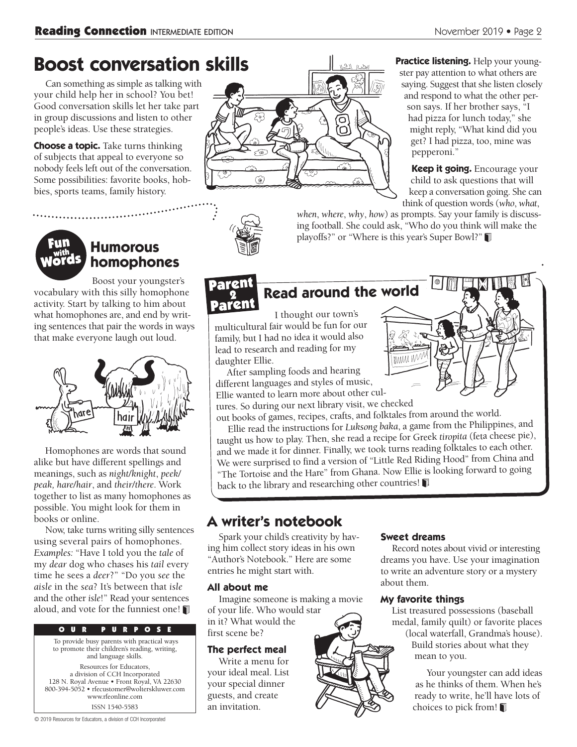# Boost conversation skills

Can something as simple as talking with your child help her in school? You bet! Good conversation skills let her take part in group discussions and listen to other people's ideas. Use these strategies.

**Choose a topic.** Take turns thinking of subjects that appeal to everyone so nobody feels left out of the conversation. Some possibilities: favorite books, hobbies, sports teams, family history.

**Practice listening.** Help your youngster pay attention to what others are saying. Suggest that she listen closely and respond to what the other person says. If her brother says, "I had pizza for lunch today," she might reply, "What kind did you get? I had pizza, too, mine was pepperoni."

**Keep it going.** Encourage your child to ask questions that will keep a conversation going. She can think of question words (*who*, *what*, *when*, *where*, *why*, *how*) as prompts. Say your family is discussing football. She could ask, "Who do you think will make the playoffs?" or "Where is this year's Super Bowl?"

## Fun with Words: Humorous homophones

Boost your youngster's vocabulary with this silly homophone activity. Start by talking to him about what homophones are, and end by writing sentences that pair the words in ways that make everyone laugh out loud.

Homophones are words that sound alike but have different spellings and meanings, such as *night/knight*, *peek/peak*, *hare/hair*, and *their/there*. Work together to list as many homophones as possible. You might look for them in books or online.

Now, take turns writing silly sentences using several pairs of homophones. *Examples:* "Have I told you the *tale* of my *dear* dog who chases his *tail* every time he sees a *deer*?" "Do you *see* the *aisle* in the *sea*? It's between that *isle* and the other *isle*!" Read your sentences aloud, and vote for the funniest one!

## Parent 2 Parent: Read around the world

I thought our town's multicultural fair would be fun for our family, but I had no idea it would also lead to research and reading for my daughter Ellie.

After sampling foods and hearing different languages and styles of music, Ellie wanted to learn more about other cultures. So during our next library visit, we checked out books of games, recipes, crafts, and folktales from around the world.

Ellie read the instructions for *Luksong baka*, a game from the Philippines, and taught us how to play. Then, she read a recipe for Greek *tiropita* (feta cheese pie), and we made it for dinner. Finally, we took turns reading folktales to each other. We were surprised to find a version of "Little Red Riding Hood" from China and "The Tortoise and the Hare" from Ghana. Now Ellie is looking forward to going back to the library and researching other countries!

## A writer's notebook

Spark your child's creativity by having him collect story ideas in his own "Author's Notebook." Here are some entries he might start with.

### All about me

Imagine someone is making a movie of your life. Who would star in it? What would the first scene be?

### The perfect meal

Write a menu for your ideal meal. List your special dinner guests, and create an invitation.

### Sweet dreams

Record notes about vivid or interesting dreams you have. Use your imagination to write an adventure story or a mystery about them.

### My favorite things

List treasured possessions (baseball medal, family quilt) or favorite places (local waterfall, Grandma's house). Build stories about what they mean to you.

Your youngster can add ideas as he thinks of them. When he's ready to write, he'll have lots of choices to pick from!

**OUR PURPOSE**

To provide busy parents with practical ways to promote their children's reading, writing, and language skills.

Resources for Educators, a division of CCH Incorporated
128 N. Royal Avenue • Front Royal, VA 22630
800-394-5052 • rfecustomer@wolterskluwer.com
www.rfeonline.com

ISSN 1540-5583

© 2019 Resources for Educators, a division of CCH Incorporated